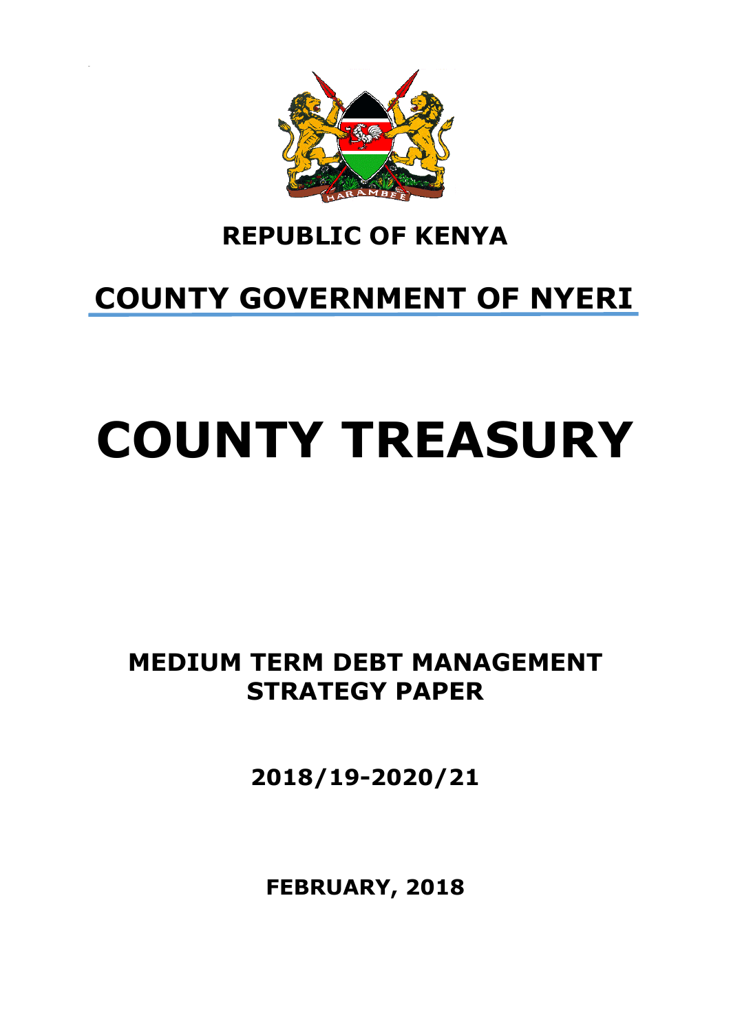# REPUBLIC OF KENYA

# COUNTY GOVERNMENT OF NYERI

# COUNTY TREASURY

## MEDIUM TERM DEBT MANAGEMENT STRATEGY PAPER

## 2018/19-2020/21

**FEBRUARY, 2018**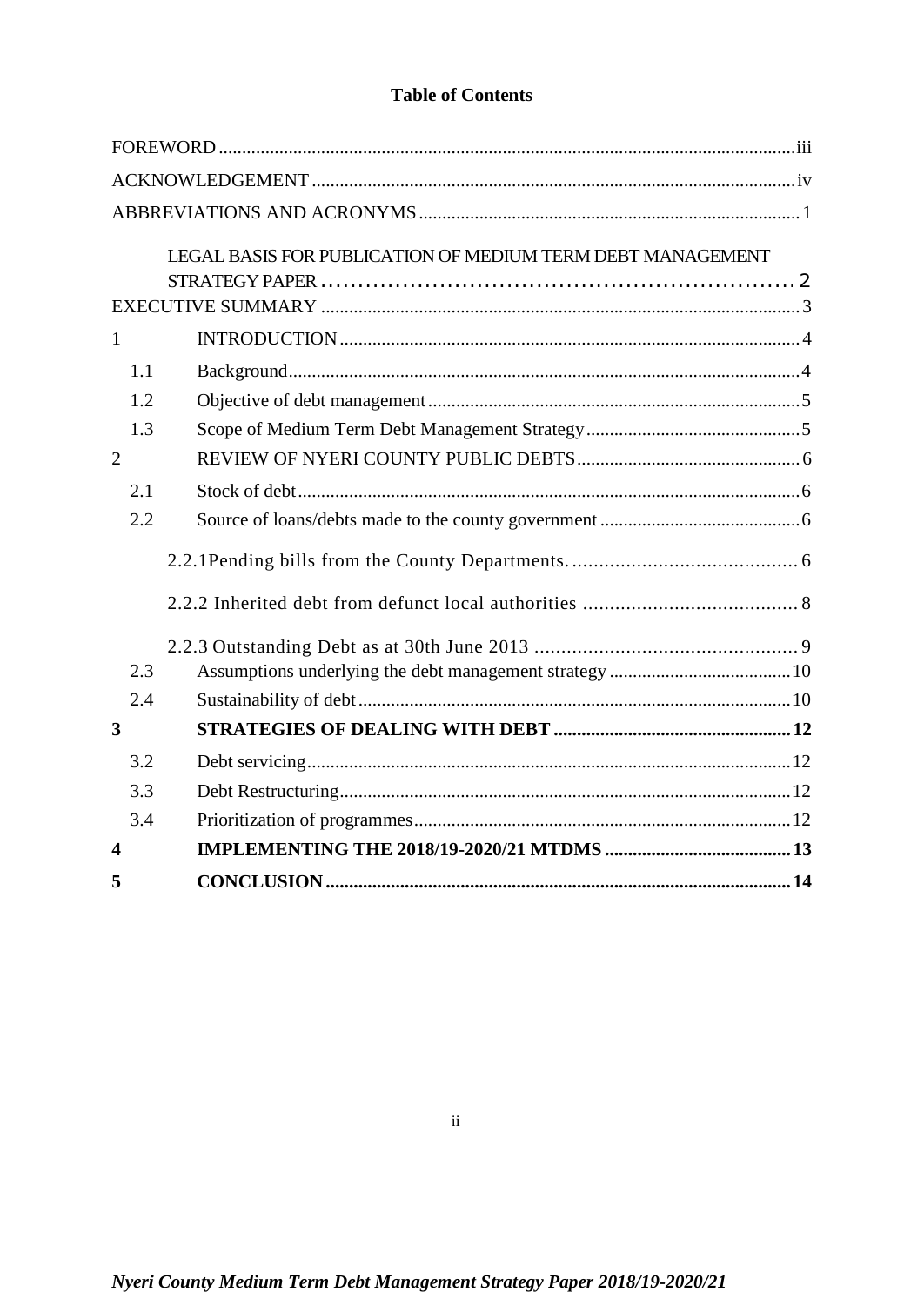**Table of Contents**

FOREWORD ........ iii

ACKNOWLEDGEMENT ........ iv

ABBREVIATIONS AND ACRONYMS ........ 1

LEGAL BASIS FOR PUBLICATION OF MEDIUM TERM DEBT MANAGEMENT STRATEGY PAPER ........ 2

EXECUTIVE SUMMARY ........ 3

1 INTRODUCTION ........ 4

- 1.1 Background ........ 4
- 1.2 Objective of debt management ........ 5
- 1.3 Scope of Medium Term Debt Management Strategy ........ 5

2 REVIEW OF NYERI COUNTY PUBLIC DEBTS ........ 6

- 2.1 Stock of debt ........ 6
- 2.2 Source of loans/debts made to the county government ........ 6
  - 2.2.1 Pending bills from the County Departments. ........ 6
  - 2.2.2 Inherited debt from defunct local authorities ........ 8
  - 2.2.3 Outstanding Debt as at 30th June 2013 ........ 9
- 2.3 Assumptions underlying the debt management strategy ........ 10
- 2.4 Sustainability of debt ........ 10

**3 STRATEGIES OF DEALING WITH DEBT ........ 12**

- 3.2 Debt servicing ........ 12
- 3.3 Debt Restructuring ........ 12
- 3.4 Prioritization of programmes ........ 12

**4 IMPLEMENTING THE 2018/19-2020/21 MTDMS ........ 13**

**5 CONCLUSION ........ 14**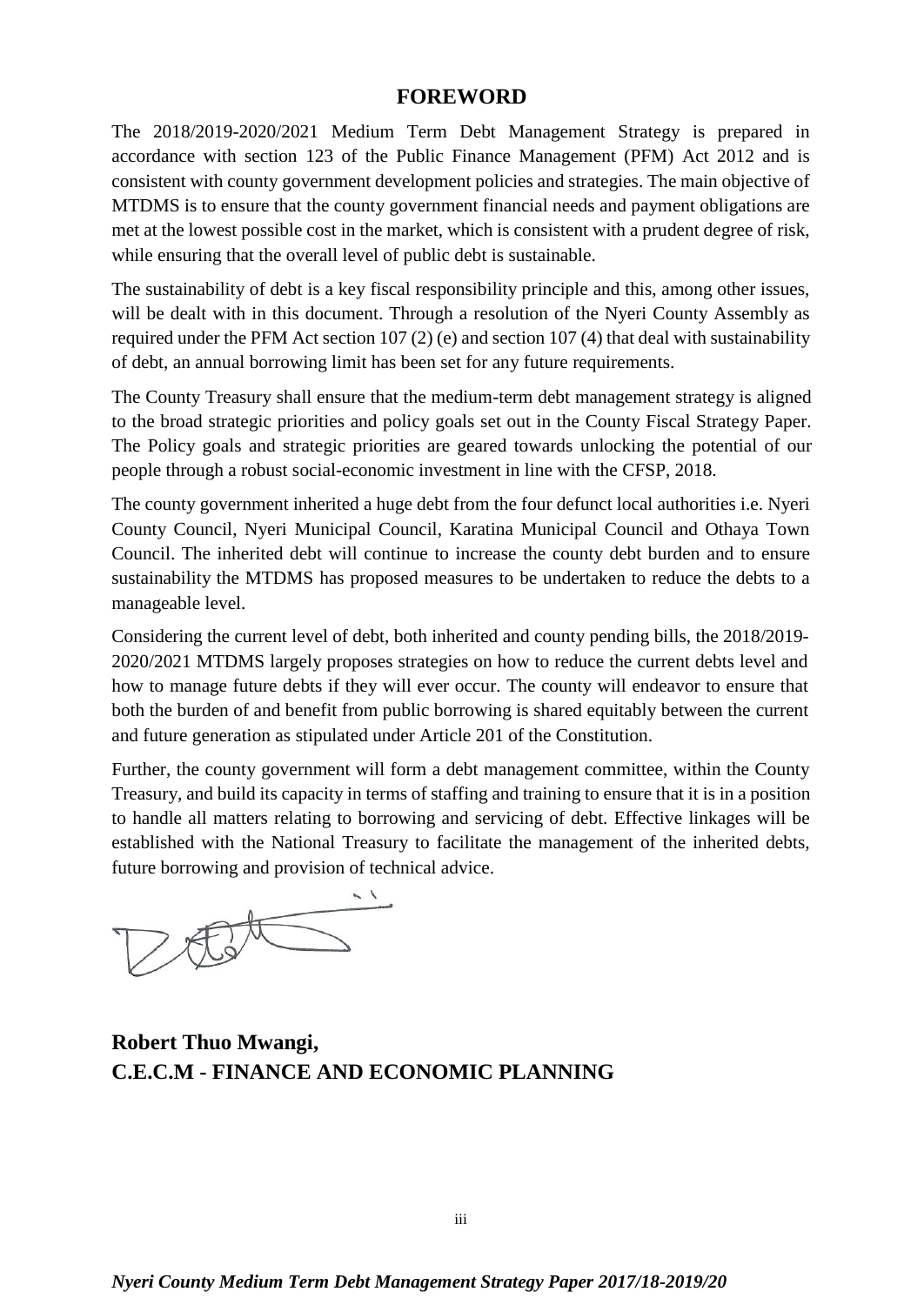## FOREWORD

The 2018/2019-2020/2021 Medium Term Debt Management Strategy is prepared in accordance with section 123 of the Public Finance Management (PFM) Act 2012 and is consistent with county government development policies and strategies. The main objective of MTDMS is to ensure that the county government financial needs and payment obligations are met at the lowest possible cost in the market, which is consistent with a prudent degree of risk, while ensuring that the overall level of public debt is sustainable.

The sustainability of debt is a key fiscal responsibility principle and this, among other issues, will be dealt with in this document. Through a resolution of the Nyeri County Assembly as required under the PFM Act section 107 (2) (e) and section 107 (4) that deal with sustainability of debt, an annual borrowing limit has been set for any future requirements.

The County Treasury shall ensure that the medium-term debt management strategy is aligned to the broad strategic priorities and policy goals set out in the County Fiscal Strategy Paper. The Policy goals and strategic priorities are geared towards unlocking the potential of our people through a robust social-economic investment in line with the CFSP, 2018.

The county government inherited a huge debt from the four defunct local authorities i.e. Nyeri County Council, Nyeri Municipal Council, Karatina Municipal Council and Othaya Town Council. The inherited debt will continue to increase the county debt burden and to ensure sustainability the MTDMS has proposed measures to be undertaken to reduce the debts to a manageable level.

Considering the current level of debt, both inherited and county pending bills, the 2018/2019-2020/2021 MTDMS largely proposes strategies on how to reduce the current debts level and how to manage future debts if they will ever occur. The county will endeavor to ensure that both the burden of and benefit from public borrowing is shared equitably between the current and future generation as stipulated under Article 201 of the Constitution.

Further, the county government will form a debt management committee, within the County Treasury, and build its capacity in terms of staffing and training to ensure that it is in a position to handle all matters relating to borrowing and servicing of debt. Effective linkages will be established with the National Treasury to facilitate the management of the inherited debts, future borrowing and provision of technical advice.

**Robert Thuo Mwangi,**
**C.E.C.M - FINANCE AND ECONOMIC PLANNING**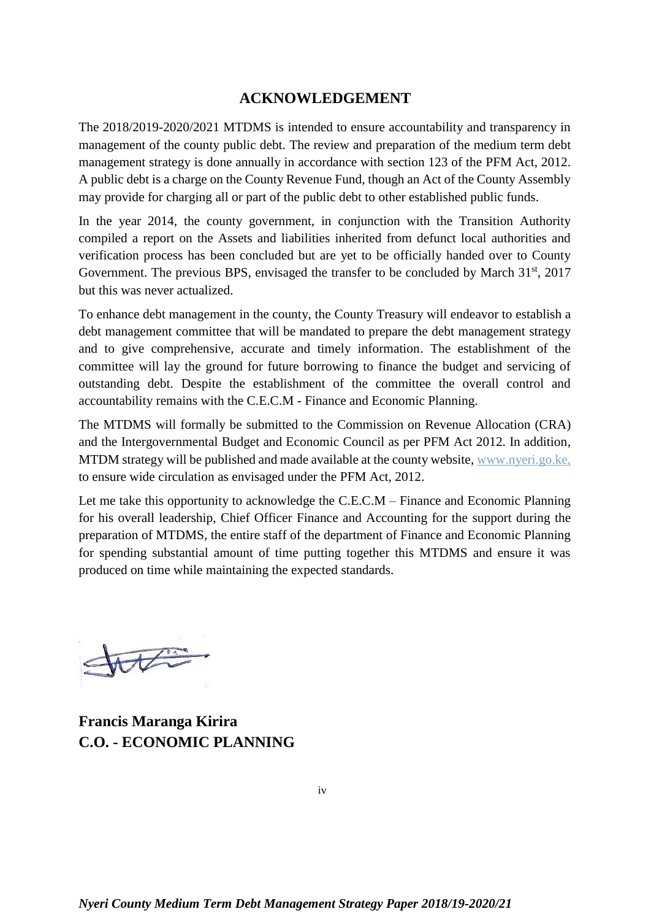## ACKNOWLEDGEMENT

The 2018/2019-2020/2021 MTDMS is intended to ensure accountability and transparency in management of the county public debt. The review and preparation of the medium term debt management strategy is done annually in accordance with section 123 of the PFM Act, 2012. A public debt is a charge on the County Revenue Fund, though an Act of the County Assembly may provide for charging all or part of the public debt to other established public funds.

In the year 2014, the county government, in conjunction with the Transition Authority compiled a report on the Assets and liabilities inherited from defunct local authorities and verification process has been concluded but are yet to be officially handed over to County Government. The previous BPS, envisaged the transfer to be concluded by March 31st, 2017 but this was never actualized.

To enhance debt management in the county, the County Treasury will endeavor to establish a debt management committee that will be mandated to prepare the debt management strategy and to give comprehensive, accurate and timely information. The establishment of the committee will lay the ground for future borrowing to finance the budget and servicing of outstanding debt. Despite the establishment of the committee the overall control and accountability remains with the C.E.C.M - Finance and Economic Planning.

The MTDMS will formally be submitted to the Commission on Revenue Allocation (CRA) and the Intergovernmental Budget and Economic Council as per PFM Act 2012. In addition, MTDM strategy will be published and made available at the county website, www.nyeri.go.ke, to ensure wide circulation as envisaged under the PFM Act, 2012.

Let me take this opportunity to acknowledge the C.E.C.M – Finance and Economic Planning for his overall leadership, Chief Officer Finance and Accounting for the support during the preparation of MTDMS, the entire staff of the department of Finance and Economic Planning for spending substantial amount of time putting together this MTDMS and ensure it was produced on time while maintaining the expected standards.

**Francis Maranga Kirira**
**C.O. - ECONOMIC PLANNING**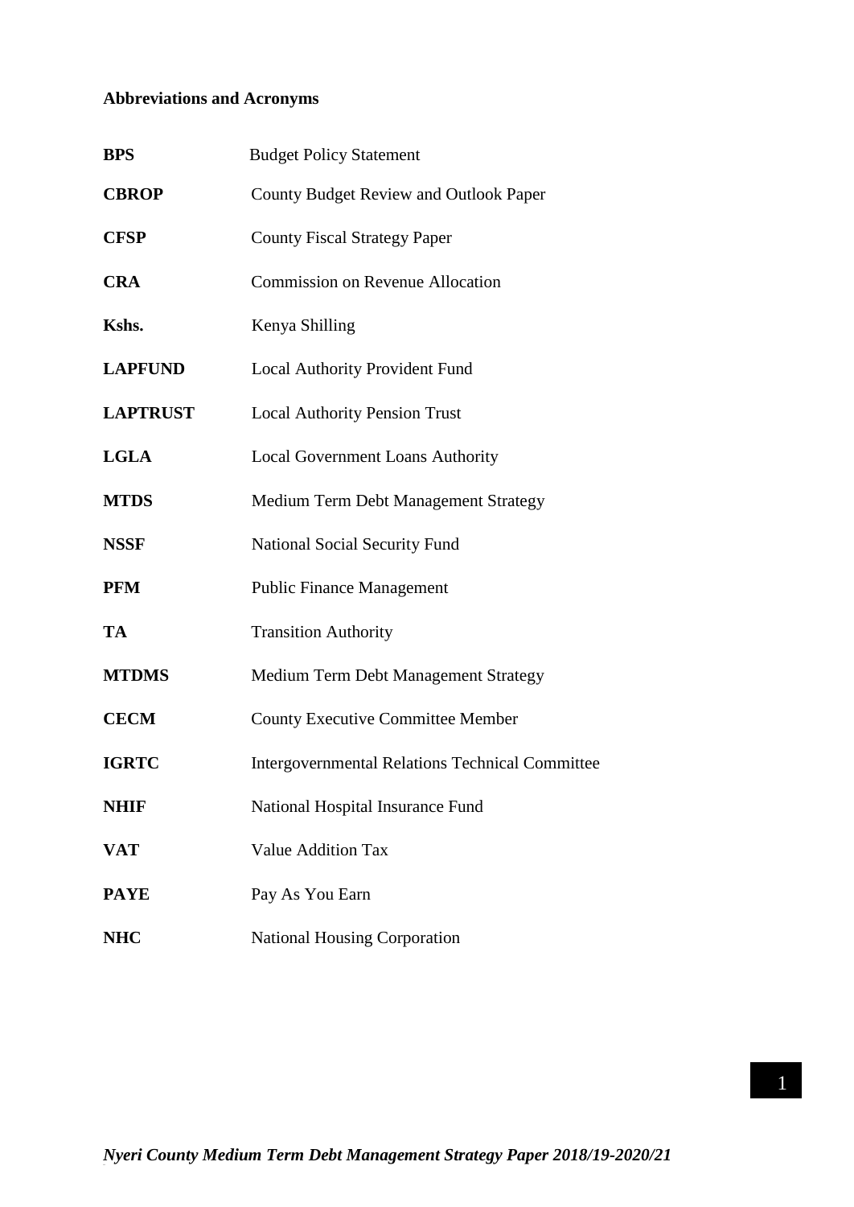**Abbreviations and Acronyms**

| | |
|---|---|
| **BPS** | Budget Policy Statement |
| **CBROP** | County Budget Review and Outlook Paper |
| **CFSP** | County Fiscal Strategy Paper |
| **CRA** | Commission on Revenue Allocation |
| **Kshs.** | Kenya Shilling |
| **LAPFUND** | Local Authority Provident Fund |
| **LAPTRUST** | Local Authority Pension Trust |
| **LGLA** | Local Government Loans Authority |
| **MTDS** | Medium Term Debt Management Strategy |
| **NSSF** | National Social Security Fund |
| **PFM** | Public Finance Management |
| **TA** | Transition Authority |
| **MTDMS** | Medium Term Debt Management Strategy |
| **CECM** | County Executive Committee Member |
| **IGRTC** | Intergovernmental Relations Technical Committee |
| **NHIF** | National Hospital Insurance Fund |
| **VAT** | Value Addition Tax |
| **PAYE** | Pay As You Earn |
| **NHC** | National Housing Corporation |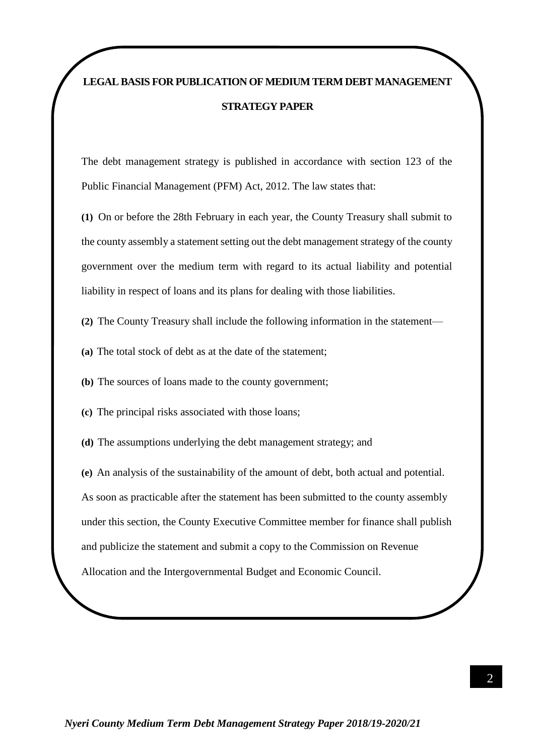## LEGAL BASIS FOR PUBLICATION OF MEDIUM TERM DEBT MANAGEMENT STRATEGY PAPER

The debt management strategy is published in accordance with section 123 of the Public Financial Management (PFM) Act, 2012. The law states that:

**(1)** On or before the 28th February in each year, the County Treasury shall submit to the county assembly a statement setting out the debt management strategy of the county government over the medium term with regard to its actual liability and potential liability in respect of loans and its plans for dealing with those liabilities.

**(2)** The County Treasury shall include the following information in the statement—

**(a)** The total stock of debt as at the date of the statement;

**(b)** The sources of loans made to the county government;

**(c)** The principal risks associated with those loans;

**(d)** The assumptions underlying the debt management strategy; and

**(e)** An analysis of the sustainability of the amount of debt, both actual and potential.

As soon as practicable after the statement has been submitted to the county assembly under this section, the County Executive Committee member for finance shall publish and publicize the statement and submit a copy to the Commission on Revenue Allocation and the Intergovernmental Budget and Economic Council.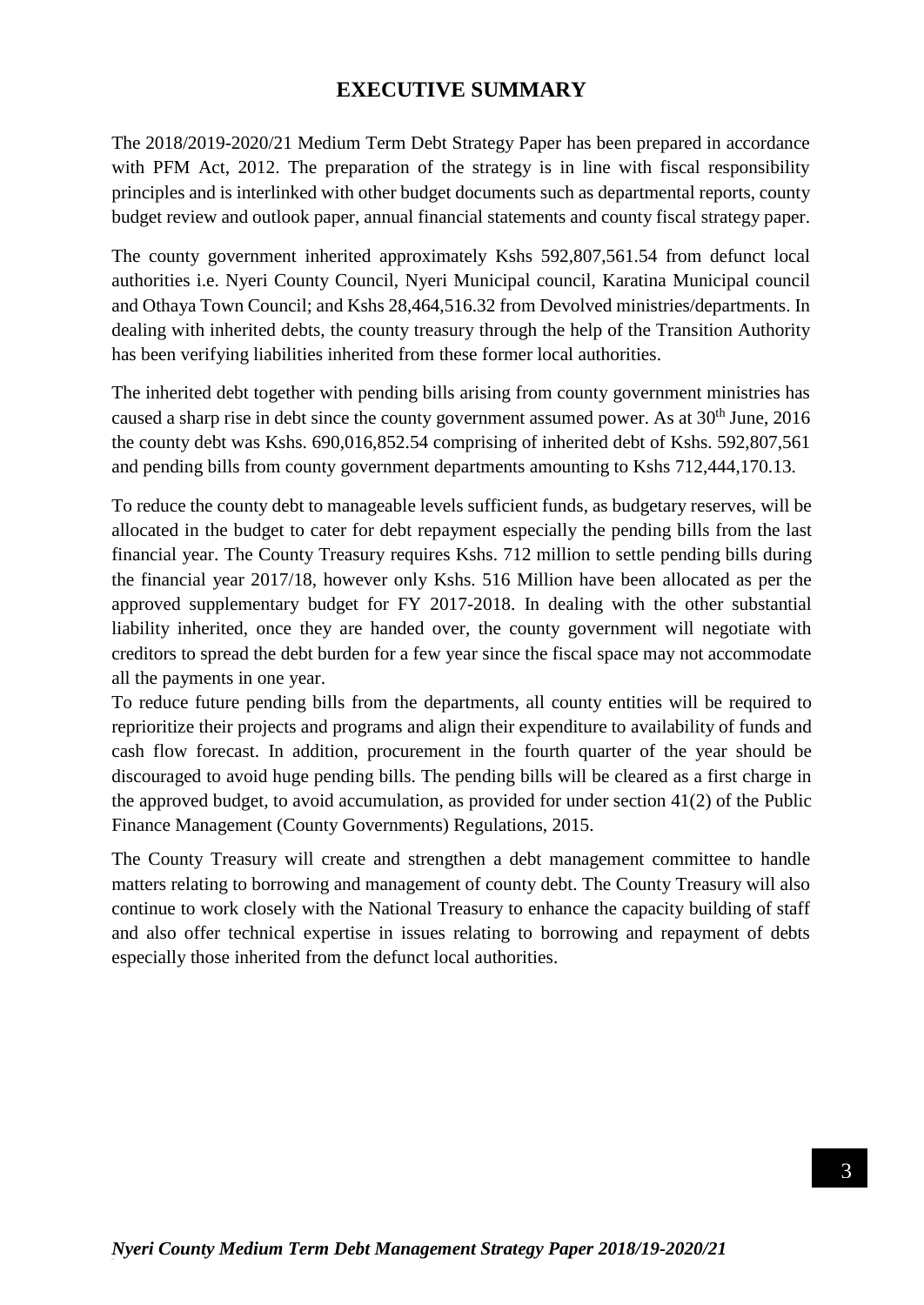# EXECUTIVE SUMMARY

The 2018/2019-2020/21 Medium Term Debt Strategy Paper has been prepared in accordance with PFM Act, 2012. The preparation of the strategy is in line with fiscal responsibility principles and is interlinked with other budget documents such as departmental reports, county budget review and outlook paper, annual financial statements and county fiscal strategy paper.

The county government inherited approximately Kshs 592,807,561.54 from defunct local authorities i.e. Nyeri County Council, Nyeri Municipal council, Karatina Municipal council and Othaya Town Council; and Kshs 28,464,516.32 from Devolved ministries/departments. In dealing with inherited debts, the county treasury through the help of the Transition Authority has been verifying liabilities inherited from these former local authorities.

The inherited debt together with pending bills arising from county government ministries has caused a sharp rise in debt since the county government assumed power. As at 30th June, 2016 the county debt was Kshs. 690,016,852.54 comprising of inherited debt of Kshs. 592,807,561 and pending bills from county government departments amounting to Kshs 712,444,170.13.

To reduce the county debt to manageable levels sufficient funds, as budgetary reserves, will be allocated in the budget to cater for debt repayment especially the pending bills from the last financial year. The County Treasury requires Kshs. 712 million to settle pending bills during the financial year 2017/18, however only Kshs. 516 Million have been allocated as per the approved supplementary budget for FY 2017-2018. In dealing with the other substantial liability inherited, once they are handed over, the county government will negotiate with creditors to spread the debt burden for a few year since the fiscal space may not accommodate all the payments in one year.

To reduce future pending bills from the departments, all county entities will be required to reprioritize their projects and programs and align their expenditure to availability of funds and cash flow forecast. In addition, procurement in the fourth quarter of the year should be discouraged to avoid huge pending bills. The pending bills will be cleared as a first charge in the approved budget, to avoid accumulation, as provided for under section 41(2) of the Public Finance Management (County Governments) Regulations, 2015.

The County Treasury will create and strengthen a debt management committee to handle matters relating to borrowing and management of county debt. The County Treasury will also continue to work closely with the National Treasury to enhance the capacity building of staff and also offer technical expertise in issues relating to borrowing and repayment of debts especially those inherited from the defunct local authorities.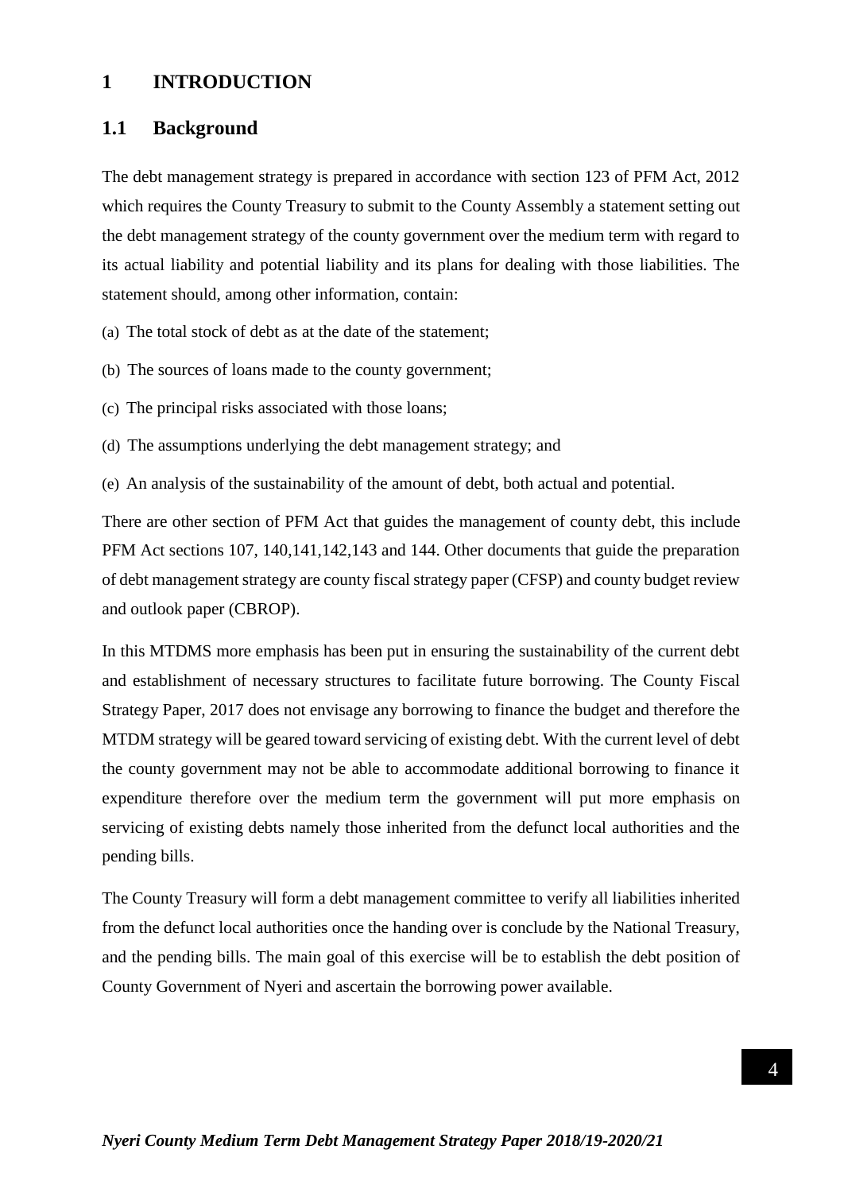# 1 INTRODUCTION

## 1.1 Background

The debt management strategy is prepared in accordance with section 123 of PFM Act, 2012 which requires the County Treasury to submit to the County Assembly a statement setting out the debt management strategy of the county government over the medium term with regard to its actual liability and potential liability and its plans for dealing with those liabilities. The statement should, among other information, contain:

(a) The total stock of debt as at the date of the statement;

(b) The sources of loans made to the county government;

(c) The principal risks associated with those loans;

(d) The assumptions underlying the debt management strategy; and

(e) An analysis of the sustainability of the amount of debt, both actual and potential.

There are other section of PFM Act that guides the management of county debt, this include PFM Act sections 107, 140,141,142,143 and 144. Other documents that guide the preparation of debt management strategy are county fiscal strategy paper (CFSP) and county budget review and outlook paper (CBROP).

In this MTDMS more emphasis has been put in ensuring the sustainability of the current debt and establishment of necessary structures to facilitate future borrowing. The County Fiscal Strategy Paper, 2017 does not envisage any borrowing to finance the budget and therefore the MTDM strategy will be geared toward servicing of existing debt. With the current level of debt the county government may not be able to accommodate additional borrowing to finance it expenditure therefore over the medium term the government will put more emphasis on servicing of existing debts namely those inherited from the defunct local authorities and the pending bills.

The County Treasury will form a debt management committee to verify all liabilities inherited from the defunct local authorities once the handing over is conclude by the National Treasury, and the pending bills. The main goal of this exercise will be to establish the debt position of County Government of Nyeri and ascertain the borrowing power available.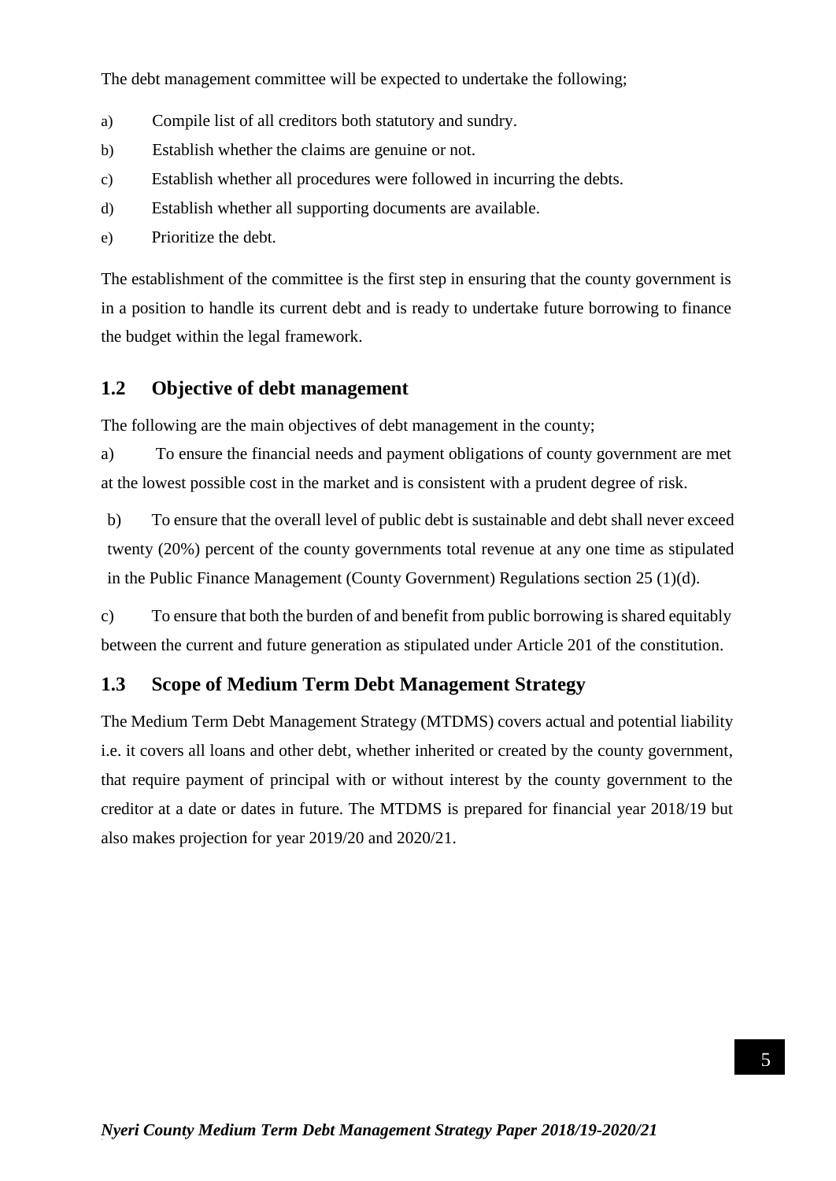The debt management committee will be expected to undertake the following;

a) Compile list of all creditors both statutory and sundry.

b) Establish whether the claims are genuine or not.

c) Establish whether all procedures were followed in incurring the debts.

d) Establish whether all supporting documents are available.

e) Prioritize the debt.

The establishment of the committee is the first step in ensuring that the county government is in a position to handle its current debt and is ready to undertake future borrowing to finance the budget within the legal framework.

## 1.2 Objective of debt management

The following are the main objectives of debt management in the county;

a) To ensure the financial needs and payment obligations of county government are met at the lowest possible cost in the market and is consistent with a prudent degree of risk.

b) To ensure that the overall level of public debt is sustainable and debt shall never exceed twenty (20%) percent of the county governments total revenue at any one time as stipulated in the Public Finance Management (County Government) Regulations section 25 (1)(d).

c) To ensure that both the burden of and benefit from public borrowing is shared equitably between the current and future generation as stipulated under Article 201 of the constitution.

## 1.3 Scope of Medium Term Debt Management Strategy

The Medium Term Debt Management Strategy (MTDMS) covers actual and potential liability i.e. it covers all loans and other debt, whether inherited or created by the county government, that require payment of principal with or without interest by the county government to the creditor at a date or dates in future. The MTDMS is prepared for financial year 2018/19 but also makes projection for year 2019/20 and 2020/21.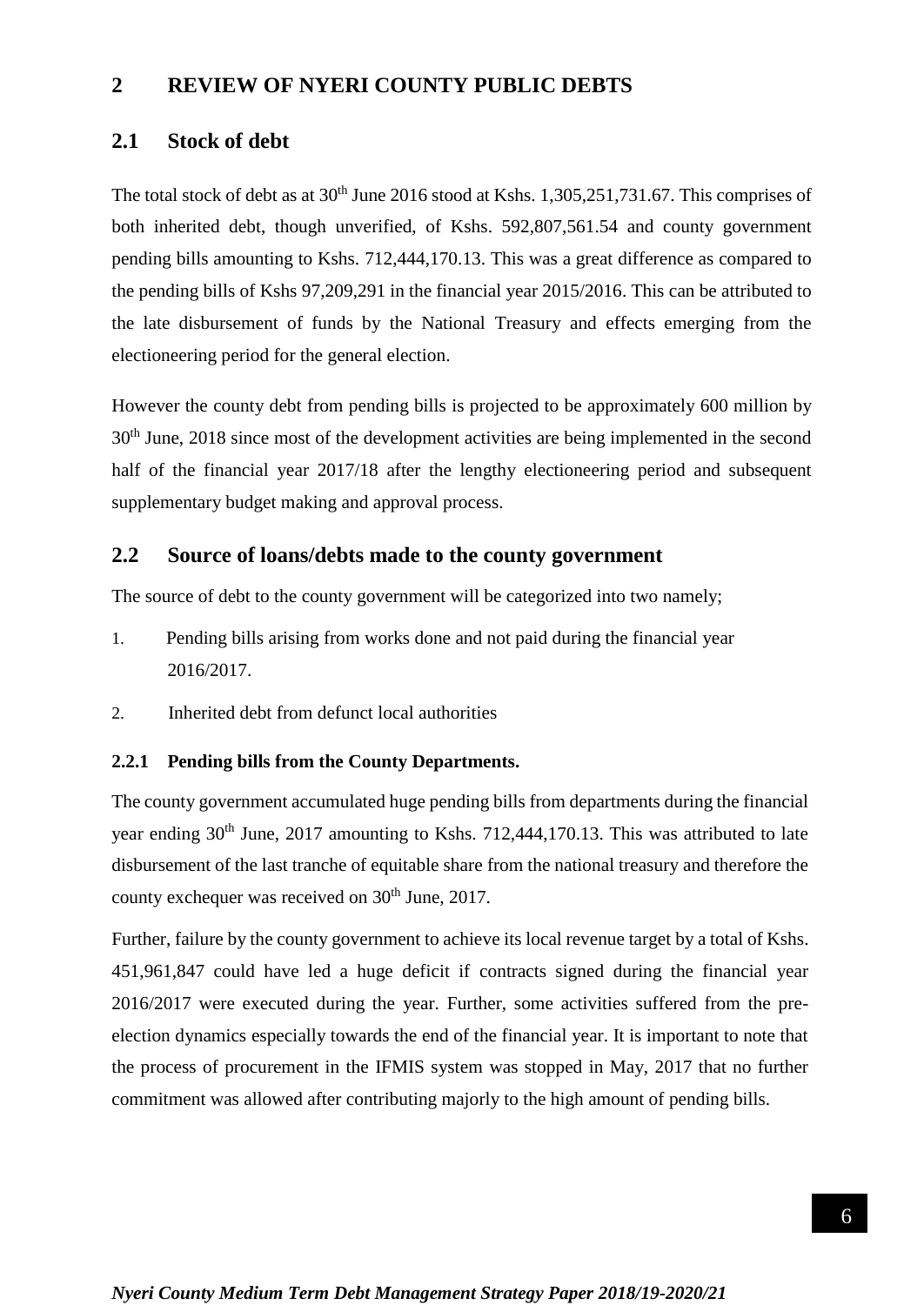## 2 REVIEW OF NYERI COUNTY PUBLIC DEBTS

### 2.1 Stock of debt

The total stock of debt as at 30th June 2016 stood at Kshs. 1,305,251,731.67. This comprises of both inherited debt, though unverified, of Kshs. 592,807,561.54 and county government pending bills amounting to Kshs. 712,444,170.13. This was a great difference as compared to the pending bills of Kshs 97,209,291 in the financial year 2015/2016. This can be attributed to the late disbursement of funds by the National Treasury and effects emerging from the electioneering period for the general election.

However the county debt from pending bills is projected to be approximately 600 million by 30th June, 2018 since most of the development activities are being implemented in the second half of the financial year 2017/18 after the lengthy electioneering period and subsequent supplementary budget making and approval process.

### 2.2 Source of loans/debts made to the county government

The source of debt to the county government will be categorized into two namely;

1. Pending bills arising from works done and not paid during the financial year 2016/2017.
2. Inherited debt from defunct local authorities

#### 2.2.1 Pending bills from the County Departments.

The county government accumulated huge pending bills from departments during the financial year ending 30th June, 2017 amounting to Kshs. 712,444,170.13. This was attributed to late disbursement of the last tranche of equitable share from the national treasury and therefore the county exchequer was received on 30th June, 2017.

Further, failure by the county government to achieve its local revenue target by a total of Kshs. 451,961,847 could have led a huge deficit if contracts signed during the financial year 2016/2017 were executed during the year. Further, some activities suffered from the pre-election dynamics especially towards the end of the financial year. It is important to note that the process of procurement in the IFMIS system was stopped in May, 2017 that no further commitment was allowed after contributing majorly to the high amount of pending bills.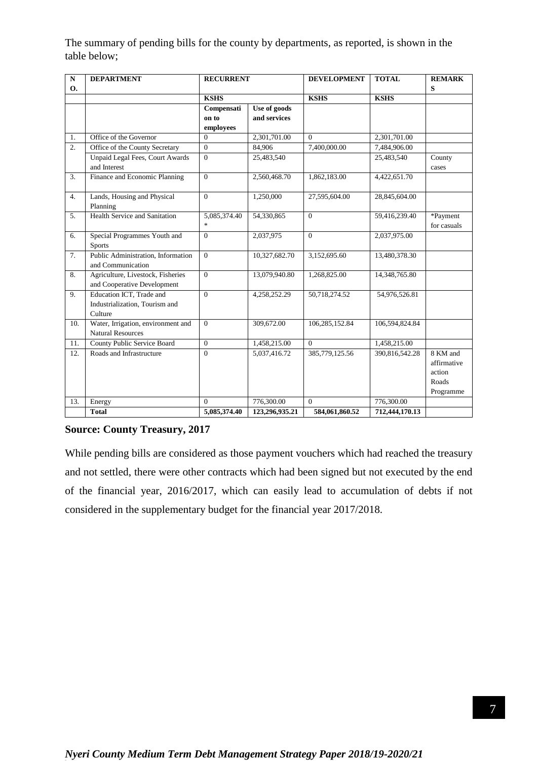The summary of pending bills for the county by departments, as reported, is shown in the table below;

| NO. | DEPARTMENT | RECURRENT | | DEVELOPMENT | TOTAL | REMARKS |
|---|---|---|---|---|---|---|
| | | KSHS | | KSHS | KSHS | |
| | | Compensation to employees | Use of goods and services | | | |
| 1. | Office of the Governor | 0 | 2,301,701.00 | 0 | 2,301,701.00 | |
| 2. | Office of the County Secretary | 0 | 84,906 | 7,400,000.00 | 7,484,906.00 | |
| | Unpaid Legal Fees, Court Awards and Interest | 0 | 25,483,540 | | 25,483,540 | County cases |
| 3. | Finance and Economic Planning | 0 | 2,560,468.70 | 1,862,183.00 | 4,422,651.70 | |
| 4. | Lands, Housing and Physical Planning | 0 | 1,250,000 | 27,595,604.00 | 28,845,604.00 | |
| 5. | Health Service and Sanitation | 5,085,374.40 * | 54,330,865 | 0 | 59,416,239.40 | *Payment for casuals |
| 6. | Special Programmes Youth and Sports | 0 | 2,037,975 | 0 | 2,037,975.00 | |
| 7. | Public Administration, Information and Communication | 0 | 10,327,682.70 | 3,152,695.60 | 13,480,378.30 | |
| 8. | Agriculture, Livestock, Fisheries and Cooperative Development | 0 | 13,079,940.80 | 1,268,825.00 | 14,348,765.80 | |
| 9. | Education ICT, Trade and Industrialization, Tourism and Culture | 0 | 4,258,252.29 | 50,718,274.52 | 54,976,526.81 | |
| 10. | Water, Irrigation, environment and Natural Resources | 0 | 309,672.00 | 106,285,152.84 | 106,594,824.84 | |
| 11. | County Public Service Board | 0 | 1,458,215.00 | 0 | 1,458,215.00 | |
| 12. | Roads and Infrastructure | 0 | 5,037,416.72 | 385,779,125.56 | 390,816,542.28 | 8 KM and affirmative action Roads Programme |
| 13. | Energy | 0 | 776,300.00 | 0 | 776,300.00 | |
| | **Total** | **5,085,374.40** | **123,296,935.21** | **584,061,860.52** | **712,444,170.13** | |

**Source: County Treasury, 2017**

While pending bills are considered as those payment vouchers which had reached the treasury and not settled, there were other contracts which had been signed but not executed by the end of the financial year, 2016/2017, which can easily lead to accumulation of debts if not considered in the supplementary budget for the financial year 2017/2018.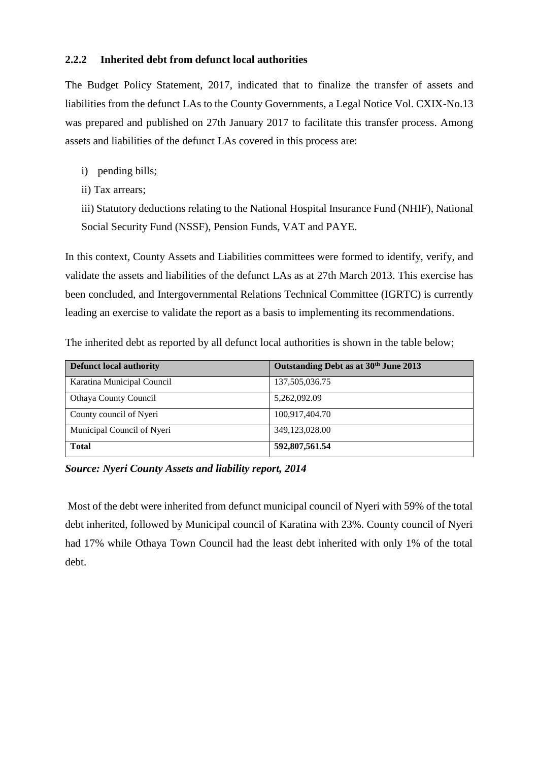### 2.2.2 Inherited debt from defunct local authorities

The Budget Policy Statement, 2017, indicated that to finalize the transfer of assets and liabilities from the defunct LAs to the County Governments, a Legal Notice Vol. CXIX-No.13 was prepared and published on 27th January 2017 to facilitate this transfer process. Among assets and liabilities of the defunct LAs covered in this process are:

i) pending bills;

ii) Tax arrears;

iii) Statutory deductions relating to the National Hospital Insurance Fund (NHIF), National Social Security Fund (NSSF), Pension Funds, VAT and PAYE.

In this context, County Assets and Liabilities committees were formed to identify, verify, and validate the assets and liabilities of the defunct LAs as at 27th March 2013. This exercise has been concluded, and Intergovernmental Relations Technical Committee (IGRTC) is currently leading an exercise to validate the report as a basis to implementing its recommendations.

The inherited debt as reported by all defunct local authorities is shown in the table below;

| **Defunct local authority** | **Outstanding Debt as at 30th June 2013** |
|---|---|
| Karatina Municipal Council | 137,505,036.75 |
| Othaya County Council | 5,262,092.09 |
| County council of Nyeri | 100,917,404.70 |
| Municipal Council of Nyeri | 349,123,028.00 |
| **Total** | **592,807,561.54** |

***Source: Nyeri County Assets and liability report, 2014***

Most of the debt were inherited from defunct municipal council of Nyeri with 59% of the total debt inherited, followed by Municipal council of Karatina with 23%. County council of Nyeri had 17% while Othaya Town Council had the least debt inherited with only 1% of the total debt.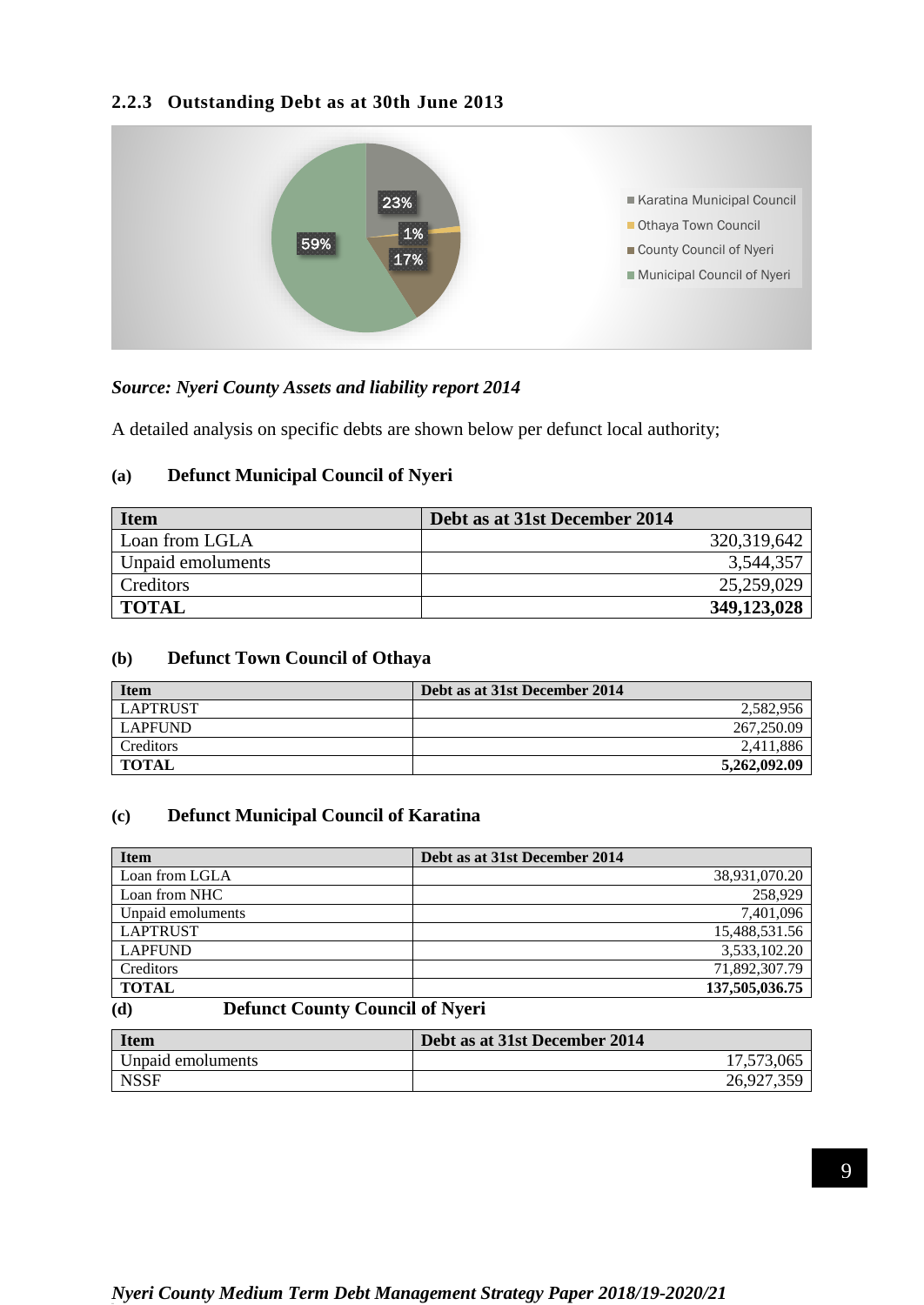### 2.2.3 Outstanding Debt as at 30th June 2013

***Source: Nyeri County Assets and liability report 2014***

A detailed analysis on specific debts are shown below per defunct local authority;

**(a) Defunct Municipal Council of Nyeri**

| Item | Debt as at 31st December 2014 |
|---|---|
| Loan from LGLA | 320,319,642 |
| Unpaid emoluments | 3,544,357 |
| Creditors | 25,259,029 |
| **TOTAL** | **349,123,028** |

**(b) Defunct Town Council of Othaya**

| Item | Debt as at 31st December 2014 |
|---|---|
| LAPTRUST | 2,582,956 |
| LAPFUND | 267,250.09 |
| Creditors | 2,411,886 |
| **TOTAL** | **5,262,092.09** |

**(c) Defunct Municipal Council of Karatina**

| Item | Debt as at 31st December 2014 |
|---|---|
| Loan from LGLA | 38,931,070.20 |
| Loan from NHC | 258,929 |
| Unpaid emoluments | 7,401,096 |
| LAPTRUST | 15,488,531.56 |
| LAPFUND | 3,533,102.20 |
| Creditors | 71,892,307.79 |
| **TOTAL** | **137,505,036.75** |

**(d) Defunct County Council of Nyeri**

| Item | Debt as at 31st December 2014 |
|---|---|
| Unpaid emoluments | 17,573,065 |
| NSSF | 26,927,359 |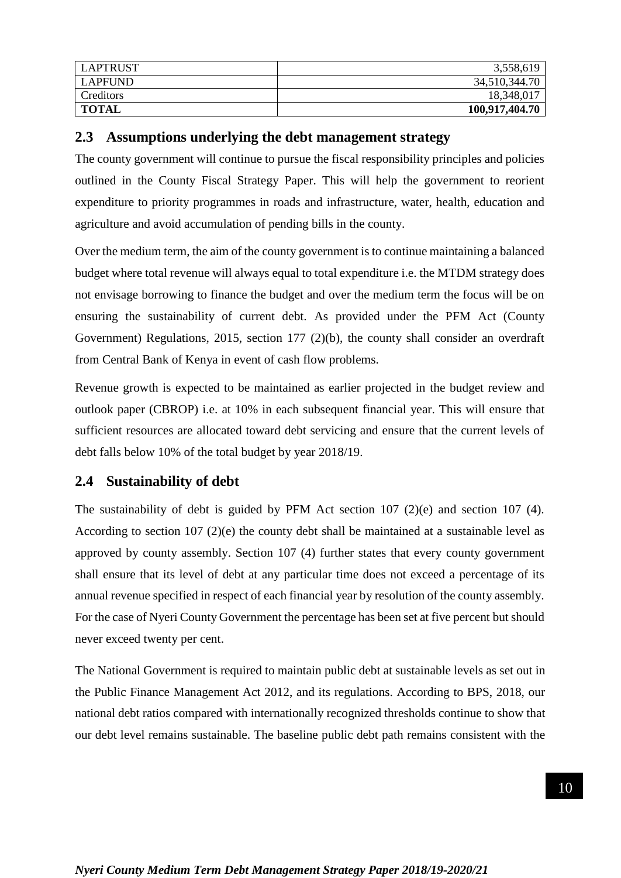| LAPTRUST | 3,558,619 |
|---|---:|
| LAPFUND | 34,510,344.70 |
| Creditors | 18,348,017 |
| **TOTAL** | **100,917,404.70** |

## 2.3 Assumptions underlying the debt management strategy

The county government will continue to pursue the fiscal responsibility principles and policies outlined in the County Fiscal Strategy Paper. This will help the government to reorient expenditure to priority programmes in roads and infrastructure, water, health, education and agriculture and avoid accumulation of pending bills in the county.

Over the medium term, the aim of the county government is to continue maintaining a balanced budget where total revenue will always equal to total expenditure i.e. the MTDM strategy does not envisage borrowing to finance the budget and over the medium term the focus will be on ensuring the sustainability of current debt. As provided under the PFM Act (County Government) Regulations, 2015, section 177 (2)(b), the county shall consider an overdraft from Central Bank of Kenya in event of cash flow problems.

Revenue growth is expected to be maintained as earlier projected in the budget review and outlook paper (CBROP) i.e. at 10% in each subsequent financial year. This will ensure that sufficient resources are allocated toward debt servicing and ensure that the current levels of debt falls below 10% of the total budget by year 2018/19.

## 2.4 Sustainability of debt

The sustainability of debt is guided by PFM Act section 107 (2)(e) and section 107 (4). According to section 107 (2)(e) the county debt shall be maintained at a sustainable level as approved by county assembly. Section 107 (4) further states that every county government shall ensure that its level of debt at any particular time does not exceed a percentage of its annual revenue specified in respect of each financial year by resolution of the county assembly. For the case of Nyeri County Government the percentage has been set at five percent but should never exceed twenty per cent.

The National Government is required to maintain public debt at sustainable levels as set out in the Public Finance Management Act 2012, and its regulations. According to BPS, 2018, our national debt ratios compared with internationally recognized thresholds continue to show that our debt level remains sustainable. The baseline public debt path remains consistent with the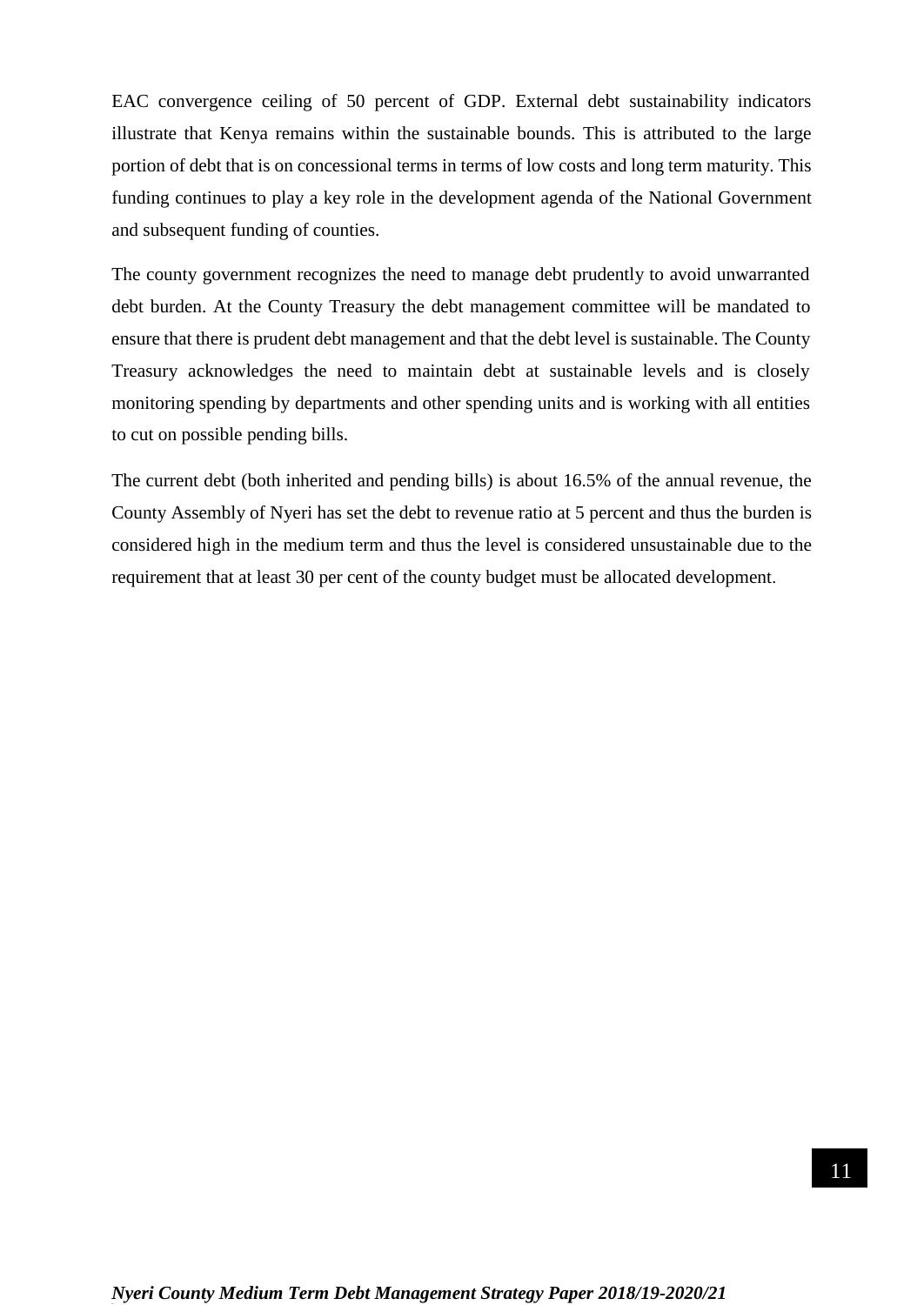EAC convergence ceiling of 50 percent of GDP. External debt sustainability indicators illustrate that Kenya remains within the sustainable bounds. This is attributed to the large portion of debt that is on concessional terms in terms of low costs and long term maturity. This funding continues to play a key role in the development agenda of the National Government and subsequent funding of counties.

The county government recognizes the need to manage debt prudently to avoid unwarranted debt burden. At the County Treasury the debt management committee will be mandated to ensure that there is prudent debt management and that the debt level is sustainable. The County Treasury acknowledges the need to maintain debt at sustainable levels and is closely monitoring spending by departments and other spending units and is working with all entities to cut on possible pending bills.

The current debt (both inherited and pending bills) is about 16.5% of the annual revenue, the County Assembly of Nyeri has set the debt to revenue ratio at 5 percent and thus the burden is considered high in the medium term and thus the level is considered unsustainable due to the requirement that at least 30 per cent of the county budget must be allocated development.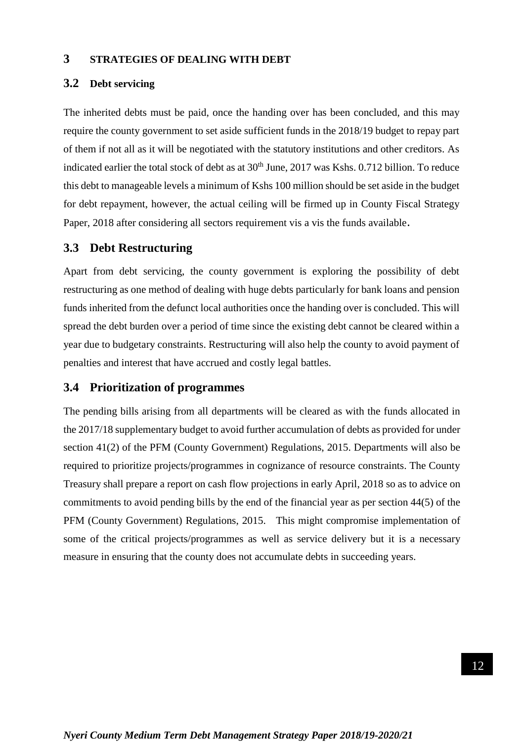# 3 STRATEGIES OF DEALING WITH DEBT

## 3.2 Debt servicing

The inherited debts must be paid, once the handing over has been concluded, and this may require the county government to set aside sufficient funds in the 2018/19 budget to repay part of them if not all as it will be negotiated with the statutory institutions and other creditors. As indicated earlier the total stock of debt as at 30th June, 2017 was Kshs. 0.712 billion. To reduce this debt to manageable levels a minimum of Kshs 100 million should be set aside in the budget for debt repayment, however, the actual ceiling will be firmed up in County Fiscal Strategy Paper, 2018 after considering all sectors requirement vis a vis the funds available.

## 3.3 Debt Restructuring

Apart from debt servicing, the county government is exploring the possibility of debt restructuring as one method of dealing with huge debts particularly for bank loans and pension funds inherited from the defunct local authorities once the handing over is concluded. This will spread the debt burden over a period of time since the existing debt cannot be cleared within a year due to budgetary constraints. Restructuring will also help the county to avoid payment of penalties and interest that have accrued and costly legal battles.

## 3.4 Prioritization of programmes

The pending bills arising from all departments will be cleared as with the funds allocated in the 2017/18 supplementary budget to avoid further accumulation of debts as provided for under section 41(2) of the PFM (County Government) Regulations, 2015. Departments will also be required to prioritize projects/programmes in cognizance of resource constraints. The County Treasury shall prepare a report on cash flow projections in early April, 2018 so as to advice on commitments to avoid pending bills by the end of the financial year as per section 44(5) of the PFM (County Government) Regulations, 2015. This might compromise implementation of some of the critical projects/programmes as well as service delivery but it is a necessary measure in ensuring that the county does not accumulate debts in succeeding years.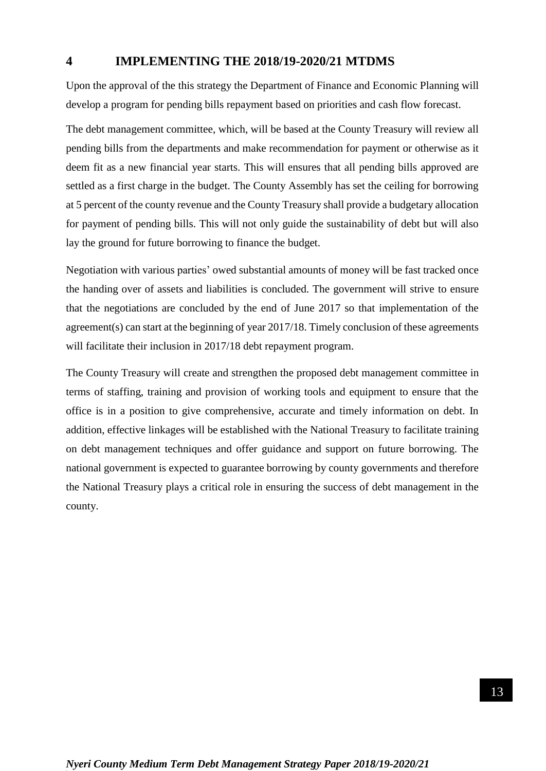# 4 IMPLEMENTING THE 2018/19-2020/21 MTDMS

Upon the approval of the this strategy the Department of Finance and Economic Planning will develop a program for pending bills repayment based on priorities and cash flow forecast.

The debt management committee, which, will be based at the County Treasury will review all pending bills from the departments and make recommendation for payment or otherwise as it deem fit as a new financial year starts. This will ensures that all pending bills approved are settled as a first charge in the budget. The County Assembly has set the ceiling for borrowing at 5 percent of the county revenue and the County Treasury shall provide a budgetary allocation for payment of pending bills. This will not only guide the sustainability of debt but will also lay the ground for future borrowing to finance the budget.

Negotiation with various parties' owed substantial amounts of money will be fast tracked once the handing over of assets and liabilities is concluded. The government will strive to ensure that the negotiations are concluded by the end of June 2017 so that implementation of the agreement(s) can start at the beginning of year 2017/18. Timely conclusion of these agreements will facilitate their inclusion in 2017/18 debt repayment program.

The County Treasury will create and strengthen the proposed debt management committee in terms of staffing, training and provision of working tools and equipment to ensure that the office is in a position to give comprehensive, accurate and timely information on debt. In addition, effective linkages will be established with the National Treasury to facilitate training on debt management techniques and offer guidance and support on future borrowing. The national government is expected to guarantee borrowing by county governments and therefore the National Treasury plays a critical role in ensuring the success of debt management in the county.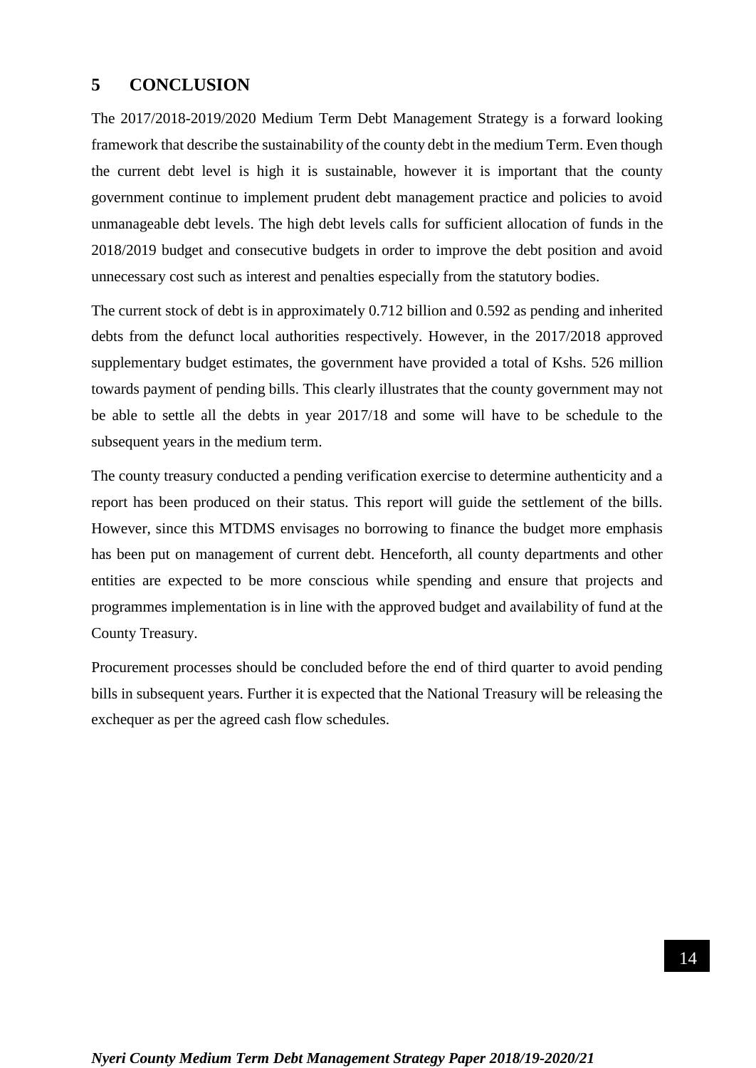# 5 CONCLUSION

The 2017/2018-2019/2020 Medium Term Debt Management Strategy is a forward looking framework that describe the sustainability of the county debt in the medium Term. Even though the current debt level is high it is sustainable, however it is important that the county government continue to implement prudent debt management practice and policies to avoid unmanageable debt levels. The high debt levels calls for sufficient allocation of funds in the 2018/2019 budget and consecutive budgets in order to improve the debt position and avoid unnecessary cost such as interest and penalties especially from the statutory bodies.

The current stock of debt is in approximately 0.712 billion and 0.592 as pending and inherited debts from the defunct local authorities respectively. However, in the 2017/2018 approved supplementary budget estimates, the government have provided a total of Kshs. 526 million towards payment of pending bills. This clearly illustrates that the county government may not be able to settle all the debts in year 2017/18 and some will have to be schedule to the subsequent years in the medium term.

The county treasury conducted a pending verification exercise to determine authenticity and a report has been produced on their status. This report will guide the settlement of the bills. However, since this MTDMS envisages no borrowing to finance the budget more emphasis has been put on management of current debt. Henceforth, all county departments and other entities are expected to be more conscious while spending and ensure that projects and programmes implementation is in line with the approved budget and availability of fund at the County Treasury.

Procurement processes should be concluded before the end of third quarter to avoid pending bills in subsequent years. Further it is expected that the National Treasury will be releasing the exchequer as per the agreed cash flow schedules.